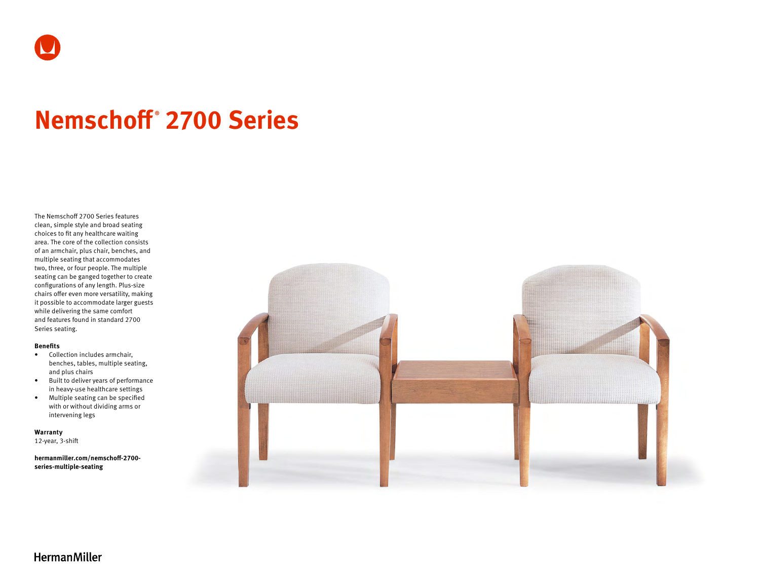# Nemschoff® 2700 Series

The Nemschoff 2700 Series features clean, simple style and broad seating choices to fit any healthcare waiting area. The core of the collection consists of an armchair, plus chair, benches, and multiple seating that accommodates two, three, or four people. The multiple seating can be ganged together to create configurations of any length. Plus-size chairs offer even more versatility, making it possible to accommodate larger guests while delivering the same comfort and features found in standard 2700 Series seating.

**Benefits**

- Collection includes armchair, benches, tables, multiple seating, and plus chairs
- Built to deliver years of performance in heavy-use healthcare settings
- Multiple seating can be specified with or without dividing arms or intervening legs

**Warranty**

12-year, 3-shift

**hermanmiller.com/nemschoff-2700-series-multiple-seating**

HermanMiller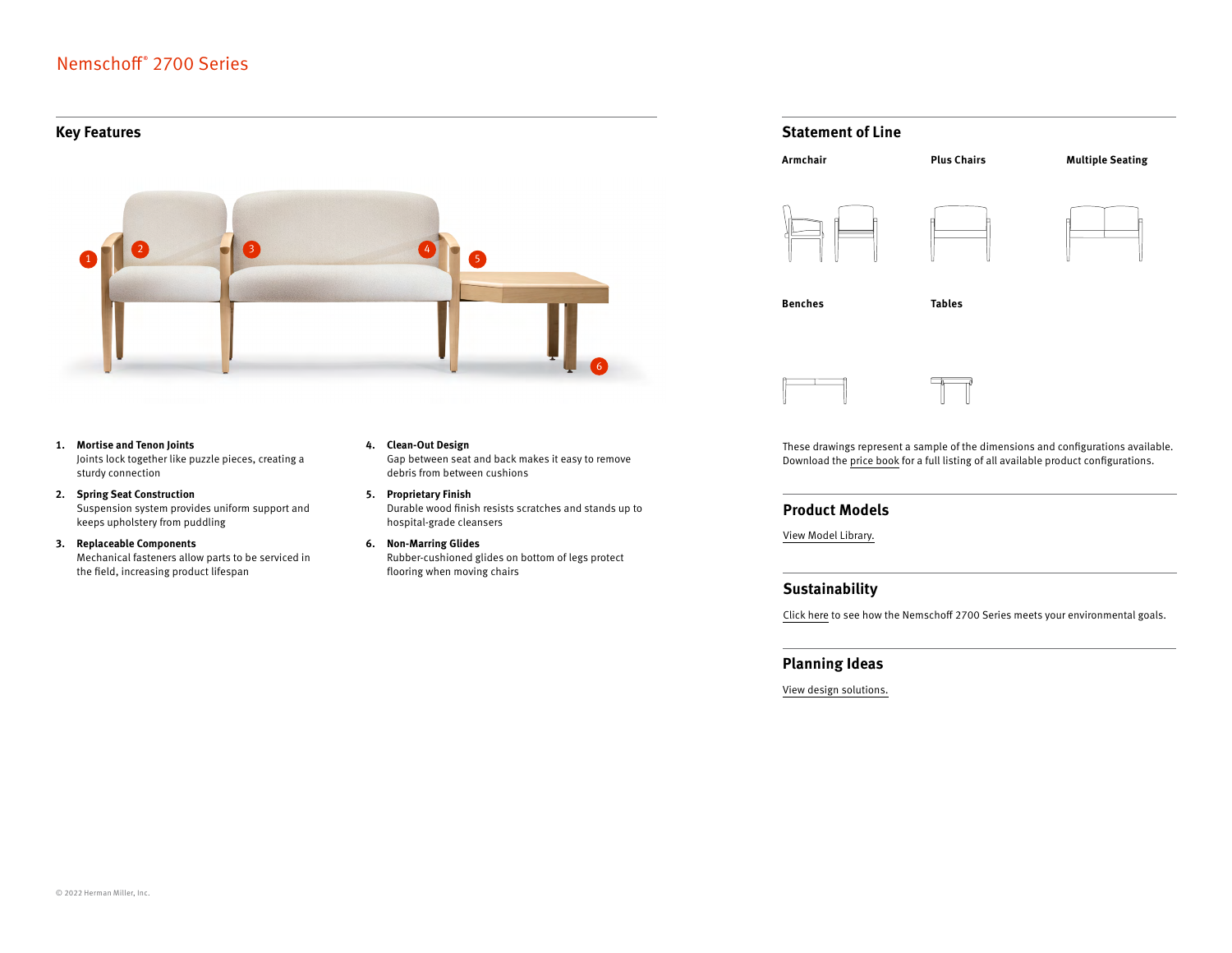# Nemschoff® 2700 Series

## Key Features

1. **Mortise and Tenon Joints**
   Joints lock together like puzzle pieces, creating a sturdy connection
2. **Spring Seat Construction**
   Suspension system provides uniform support and keeps upholstery from puddling
3. **Replaceable Components**
   Mechanical fasteners allow parts to be serviced in the field, increasing product lifespan
4. **Clean-Out Design**
   Gap between seat and back makes it easy to remove debris from between cushions
5. **Proprietary Finish**
   Durable wood finish resists scratches and stands up to hospital-grade cleansers
6. **Non-Marring Glides**
   Rubber-cushioned glides on bottom of legs protect flooring when moving chairs

## Statement of Line

**Armchair**

**Plus Chairs**

**Multiple Seating**

**Benches**

**Tables**

These drawings represent a sample of the dimensions and configurations available. Download the price book for a full listing of all available product configurations.

## Product Models

View Model Library.

## Sustainability

Click here to see how the Nemschoff 2700 Series meets your environmental goals.

## Planning Ideas

View design solutions.

© 2022 Herman Miller, Inc.